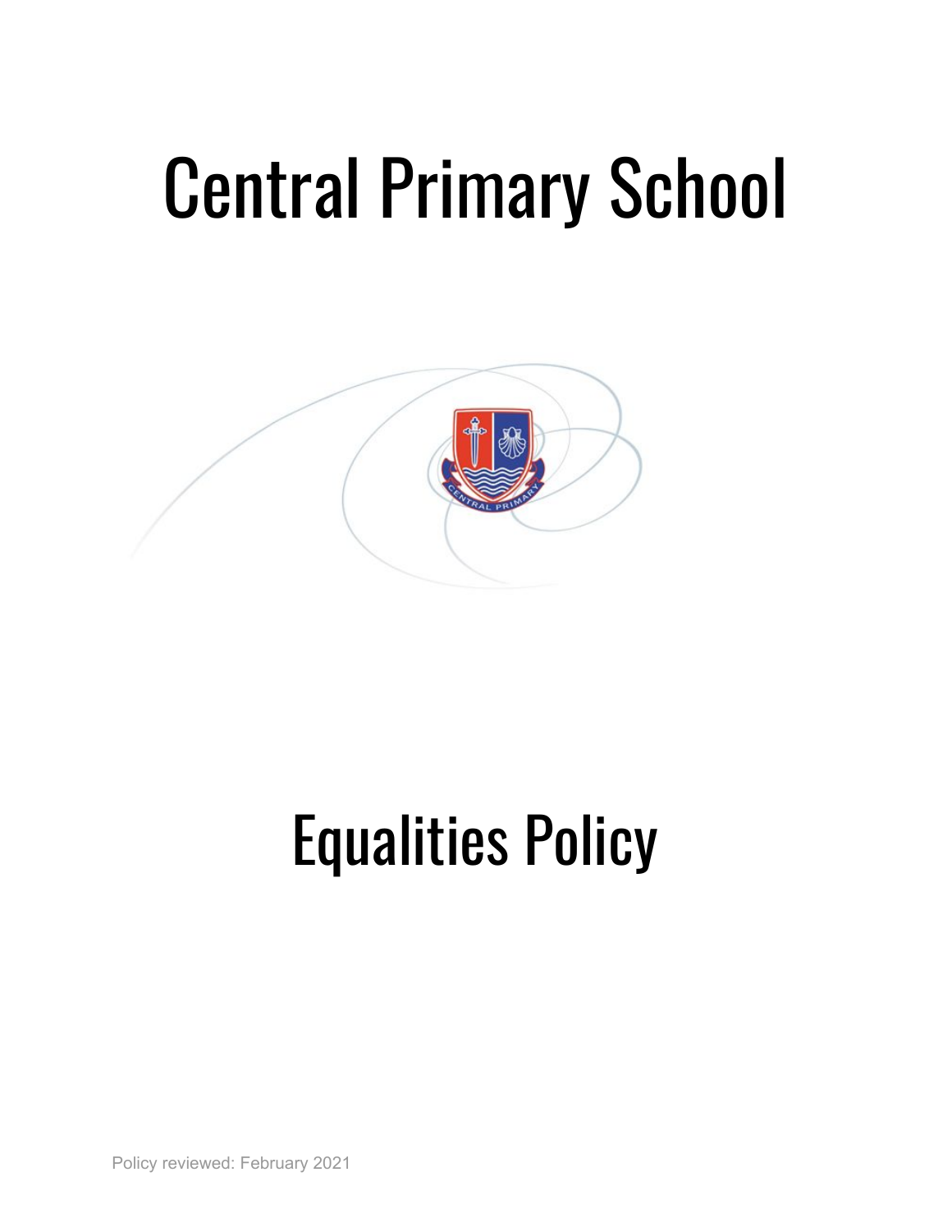# Central Primary School

# Equalities Policy

Policy reviewed: February 2021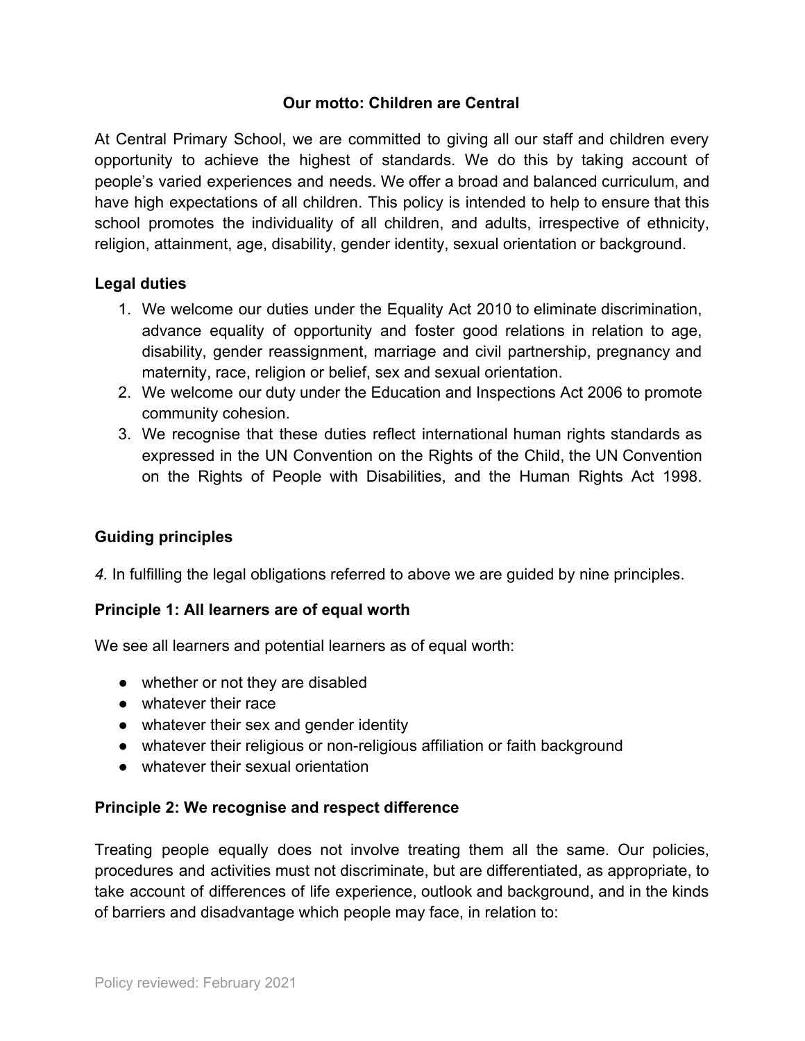**Our motto: Children are Central**

At Central Primary School, we are committed to giving all our staff and children every opportunity to achieve the highest of standards. We do this by taking account of people's varied experiences and needs. We offer a broad and balanced curriculum, and have high expectations of all children. This policy is intended to help to ensure that this school promotes the individuality of all children, and adults, irrespective of ethnicity, religion, attainment, age, disability, gender identity, sexual orientation or background.

## Legal duties

1. We welcome our duties under the Equality Act 2010 to eliminate discrimination, advance equality of opportunity and foster good relations in relation to age, disability, gender reassignment, marriage and civil partnership, pregnancy and maternity, race, religion or belief, sex and sexual orientation.
2. We welcome our duty under the Education and Inspections Act 2006 to promote community cohesion.
3. We recognise that these duties reflect international human rights standards as expressed in the UN Convention on the Rights of the Child, the UN Convention on the Rights of People with Disabilities, and the Human Rights Act 1998.

## Guiding principles

*4.* In fulfilling the legal obligations referred to above we are guided by nine principles.

### Principle 1: All learners are of equal worth

We see all learners and potential learners as of equal worth:

- whether or not they are disabled
- whatever their race
- whatever their sex and gender identity
- whatever their religious or non-religious affiliation or faith background
- whatever their sexual orientation

### Principle 2: We recognise and respect difference

Treating people equally does not involve treating them all the same. Our policies, procedures and activities must not discriminate, but are differentiated, as appropriate, to take account of differences of life experience, outlook and background, and in the kinds of barriers and disadvantage which people may face, in relation to: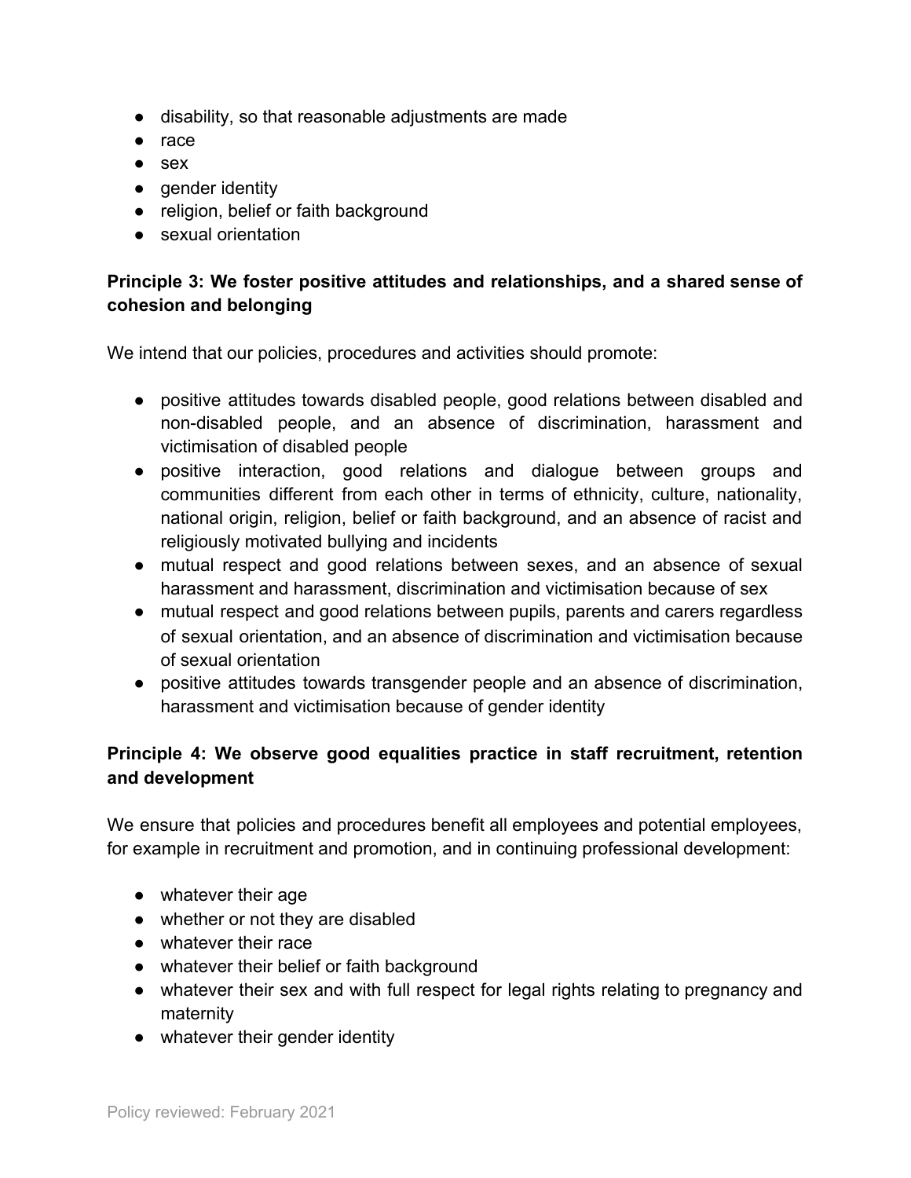- disability, so that reasonable adjustments are made
- race
- sex
- gender identity
- religion, belief or faith background
- sexual orientation

**Principle 3: We foster positive attitudes and relationships, and a shared sense of cohesion and belonging**

We intend that our policies, procedures and activities should promote:

- positive attitudes towards disabled people, good relations between disabled and non-disabled people, and an absence of discrimination, harassment and victimisation of disabled people
- positive interaction, good relations and dialogue between groups and communities different from each other in terms of ethnicity, culture, nationality, national origin, religion, belief or faith background, and an absence of racist and religiously motivated bullying and incidents
- mutual respect and good relations between sexes, and an absence of sexual harassment and harassment, discrimination and victimisation because of sex
- mutual respect and good relations between pupils, parents and carers regardless of sexual orientation, and an absence of discrimination and victimisation because of sexual orientation
- positive attitudes towards transgender people and an absence of discrimination, harassment and victimisation because of gender identity

**Principle 4: We observe good equalities practice in staff recruitment, retention and development**

We ensure that policies and procedures benefit all employees and potential employees, for example in recruitment and promotion, and in continuing professional development:

- whatever their age
- whether or not they are disabled
- whatever their race
- whatever their belief or faith background
- whatever their sex and with full respect for legal rights relating to pregnancy and maternity
- whatever their gender identity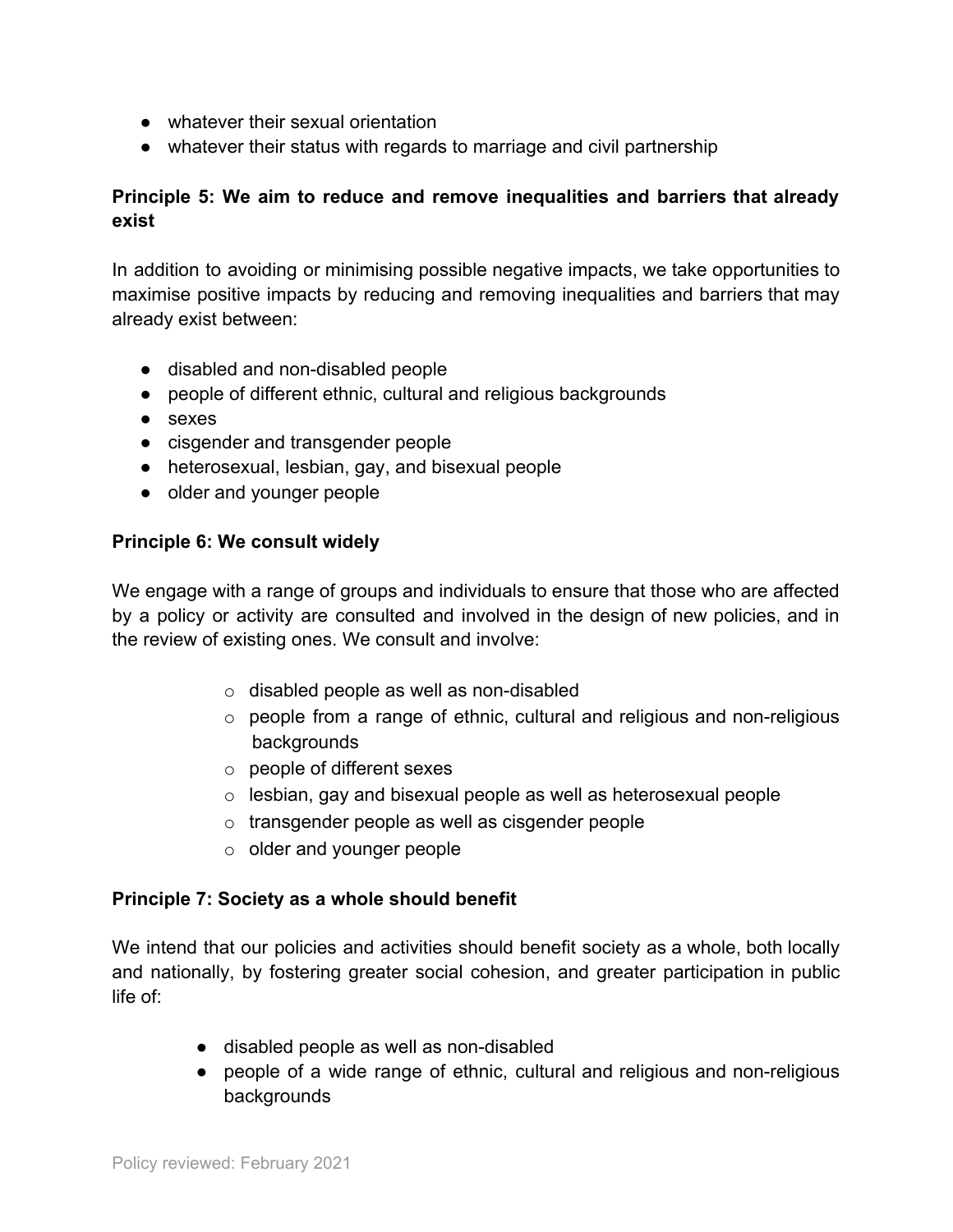- whatever their sexual orientation
- whatever their status with regards to marriage and civil partnership

**Principle 5: We aim to reduce and remove inequalities and barriers that already exist**

In addition to avoiding or minimising possible negative impacts, we take opportunities to maximise positive impacts by reducing and removing inequalities and barriers that may already exist between:

- disabled and non-disabled people
- people of different ethnic, cultural and religious backgrounds
- sexes
- cisgender and transgender people
- heterosexual, lesbian, gay, and bisexual people
- older and younger people

**Principle 6: We consult widely**

We engage with a range of groups and individuals to ensure that those who are affected by a policy or activity are consulted and involved in the design of new policies, and in the review of existing ones. We consult and involve:

- disabled people as well as non-disabled
- people from a range of ethnic, cultural and religious and non-religious backgrounds
- people of different sexes
- lesbian, gay and bisexual people as well as heterosexual people
- transgender people as well as cisgender people
- older and younger people

**Principle 7: Society as a whole should benefit**

We intend that our policies and activities should benefit society as a whole, both locally and nationally, by fostering greater social cohesion, and greater participation in public life of:

- disabled people as well as non-disabled
- people of a wide range of ethnic, cultural and religious and non-religious backgrounds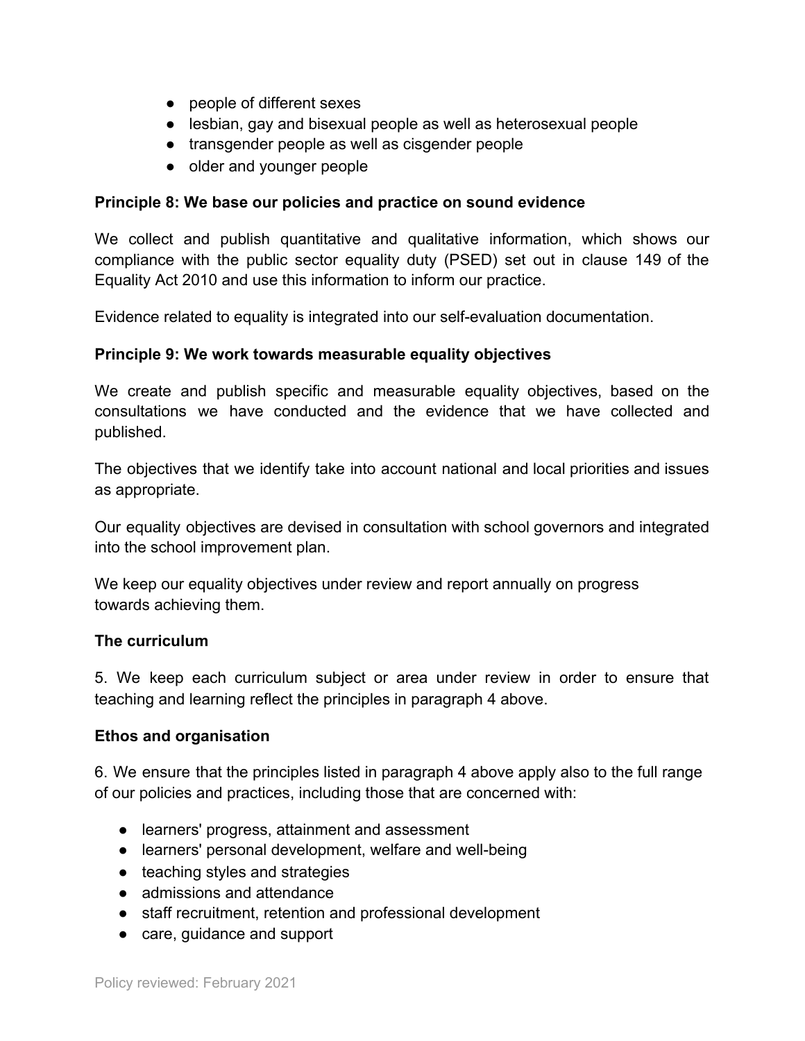- people of different sexes
- lesbian, gay and bisexual people as well as heterosexual people
- transgender people as well as cisgender people
- older and younger people

**Principle 8: We base our policies and practice on sound evidence**

We collect and publish quantitative and qualitative information, which shows our compliance with the public sector equality duty (PSED) set out in clause 149 of the Equality Act 2010 and use this information to inform our practice.

Evidence related to equality is integrated into our self-evaluation documentation.

**Principle 9: We work towards measurable equality objectives**

We create and publish specific and measurable equality objectives, based on the consultations we have conducted and the evidence that we have collected and published.

The objectives that we identify take into account national and local priorities and issues as appropriate.

Our equality objectives are devised in consultation with school governors and integrated into the school improvement plan.

We keep our equality objectives under review and report annually on progress towards achieving them.

**The curriculum**

5. We keep each curriculum subject or area under review in order to ensure that teaching and learning reflect the principles in paragraph 4 above.

**Ethos and organisation**

6. We ensure that the principles listed in paragraph 4 above apply also to the full range of our policies and practices, including those that are concerned with:

- learners' progress, attainment and assessment
- learners' personal development, welfare and well-being
- teaching styles and strategies
- admissions and attendance
- staff recruitment, retention and professional development
- care, guidance and support

Policy reviewed: February 2021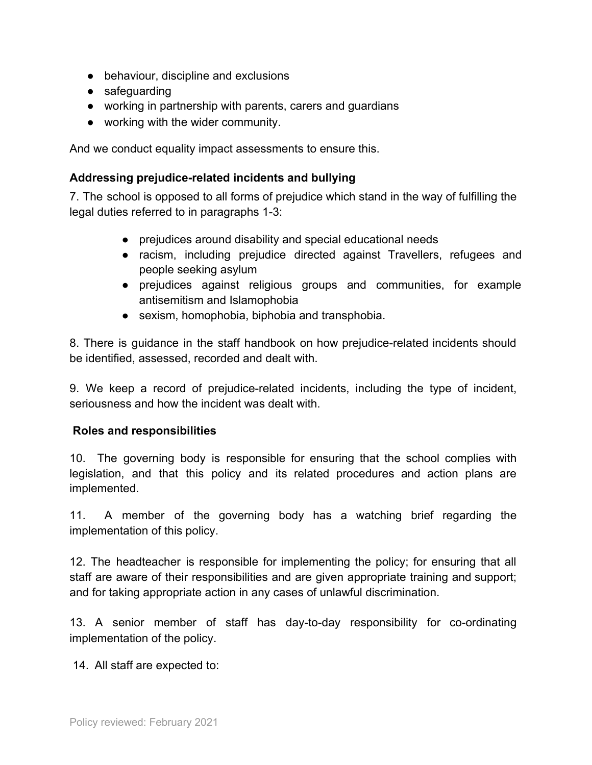- behaviour, discipline and exclusions
- safeguarding
- working in partnership with parents, carers and guardians
- working with the wider community.

And we conduct equality impact assessments to ensure this.

**Addressing prejudice-related incidents and bullying**

7. The school is opposed to all forms of prejudice which stand in the way of fulfilling the legal duties referred to in paragraphs 1-3:

- prejudices around disability and special educational needs
- racism, including prejudice directed against Travellers, refugees and people seeking asylum
- prejudices against religious groups and communities, for example antisemitism and Islamophobia
- sexism, homophobia, biphobia and transphobia.

8. There is guidance in the staff handbook on how prejudice-related incidents should be identified, assessed, recorded and dealt with.

9. We keep a record of prejudice-related incidents, including the type of incident, seriousness and how the incident was dealt with.

**Roles and responsibilities**

10. The governing body is responsible for ensuring that the school complies with legislation, and that this policy and its related procedures and action plans are implemented.

11. A member of the governing body has a watching brief regarding the implementation of this policy.

12. The headteacher is responsible for implementing the policy; for ensuring that all staff are aware of their responsibilities and are given appropriate training and support; and for taking appropriate action in any cases of unlawful discrimination.

13. A senior member of staff has day-to-day responsibility for co-ordinating implementation of the policy.

14. All staff are expected to: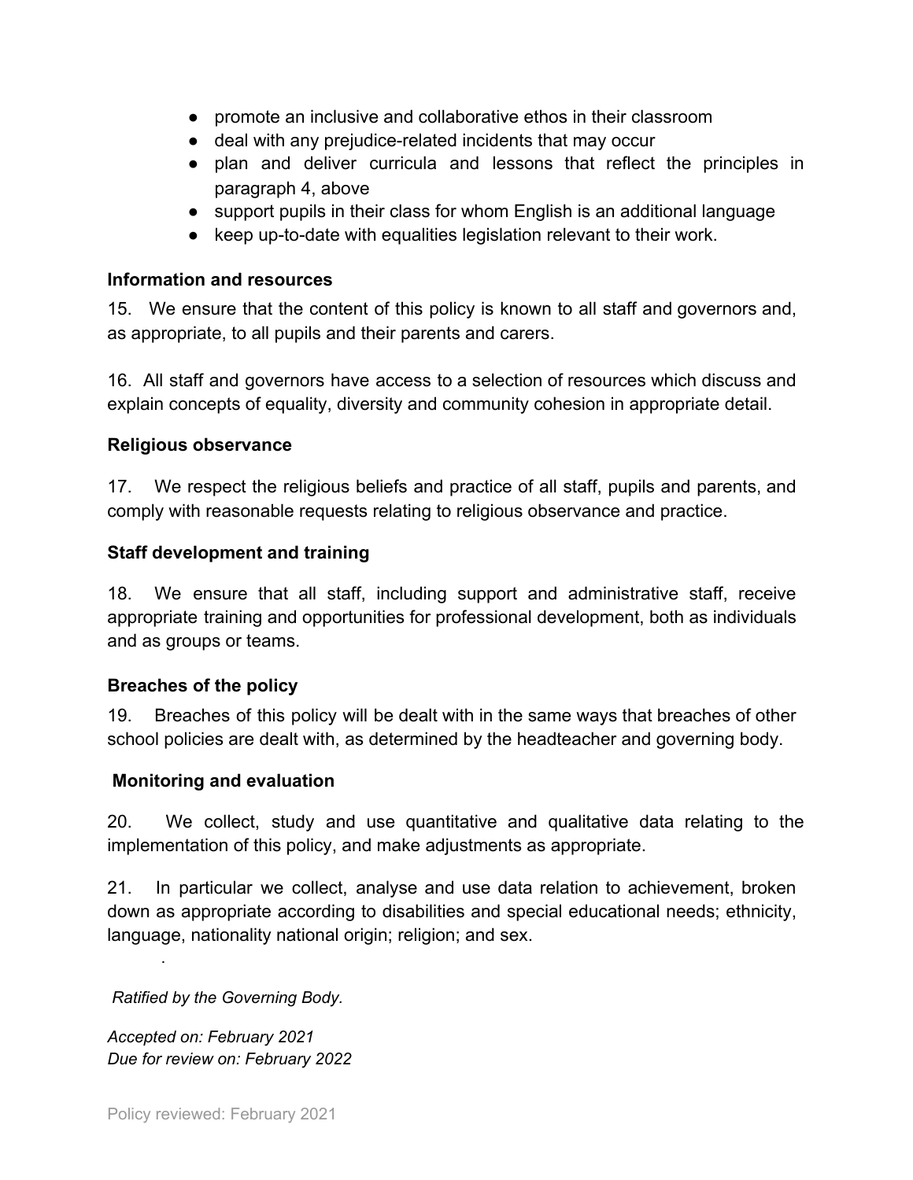- promote an inclusive and collaborative ethos in their classroom
- deal with any prejudice-related incidents that may occur
- plan and deliver curricula and lessons that reflect the principles in paragraph 4, above
- support pupils in their class for whom English is an additional language
- keep up-to-date with equalities legislation relevant to their work.

**Information and resources**

15. We ensure that the content of this policy is known to all staff and governors and, as appropriate, to all pupils and their parents and carers.

16. All staff and governors have access to a selection of resources which discuss and explain concepts of equality, diversity and community cohesion in appropriate detail.

**Religious observance**

17. We respect the religious beliefs and practice of all staff, pupils and parents, and comply with reasonable requests relating to religious observance and practice.

**Staff development and training**

18. We ensure that all staff, including support and administrative staff, receive appropriate training and opportunities for professional development, both as individuals and as groups or teams.

**Breaches of the policy**

19. Breaches of this policy will be dealt with in the same ways that breaches of other school policies are dealt with, as determined by the headteacher and governing body.

**Monitoring and evaluation**

20. We collect, study and use quantitative and qualitative data relating to the implementation of this policy, and make adjustments as appropriate.

21. In particular we collect, analyse and use data relation to achievement, broken down as appropriate according to disabilities and special educational needs; ethnicity, language, nationality national origin; religion; and sex.

.

*Ratified by the Governing Body.*

*Accepted on: February 2021*
*Due for review on: February 2022*

Policy reviewed: February 2021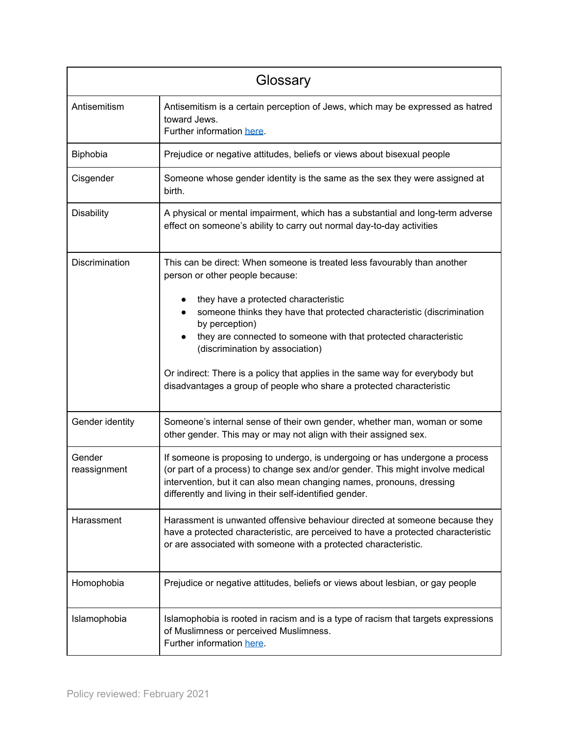## Glossary

| Term | Definition |
| --- | --- |
| Antisemitism | Antisemitism is a certain perception of Jews, which may be expressed as hatred toward Jews.<br>Further information here. |
| Biphobia | Prejudice or negative attitudes, beliefs or views about bisexual people |
| Cisgender | Someone whose gender identity is the same as the sex they were assigned at birth. |
| Disability | A physical or mental impairment, which has a substantial and long-term adverse effect on someone's ability to carry out normal day-to-day activities |
| Discrimination | This can be direct: When someone is treated less favourably than another person or other people because:<br>• they have a protected characteristic<br>• someone thinks they have that protected characteristic (discrimination by perception)<br>• they are connected to someone with that protected characteristic (discrimination by association)<br><br>Or indirect: There is a policy that applies in the same way for everybody but disadvantages a group of people who share a protected characteristic |
| Gender identity | Someone's internal sense of their own gender, whether man, woman or some other gender. This may or may not align with their assigned sex. |
| Gender reassignment | If someone is proposing to undergo, is undergoing or has undergone a process (or part of a process) to change sex and/or gender. This might involve medical intervention, but it can also mean changing names, pronouns, dressing differently and living in their self-identified gender. |
| Harassment | Harassment is unwanted offensive behaviour directed at someone because they have a protected characteristic, are perceived to have a protected characteristic or are associated with someone with a protected characteristic. |
| Homophobia | Prejudice or negative attitudes, beliefs or views about lesbian, or gay people |
| Islamophobia | Islamophobia is rooted in racism and is a type of racism that targets expressions of Muslimness or perceived Muslimness.<br>Further information here. |

Policy reviewed: February 2021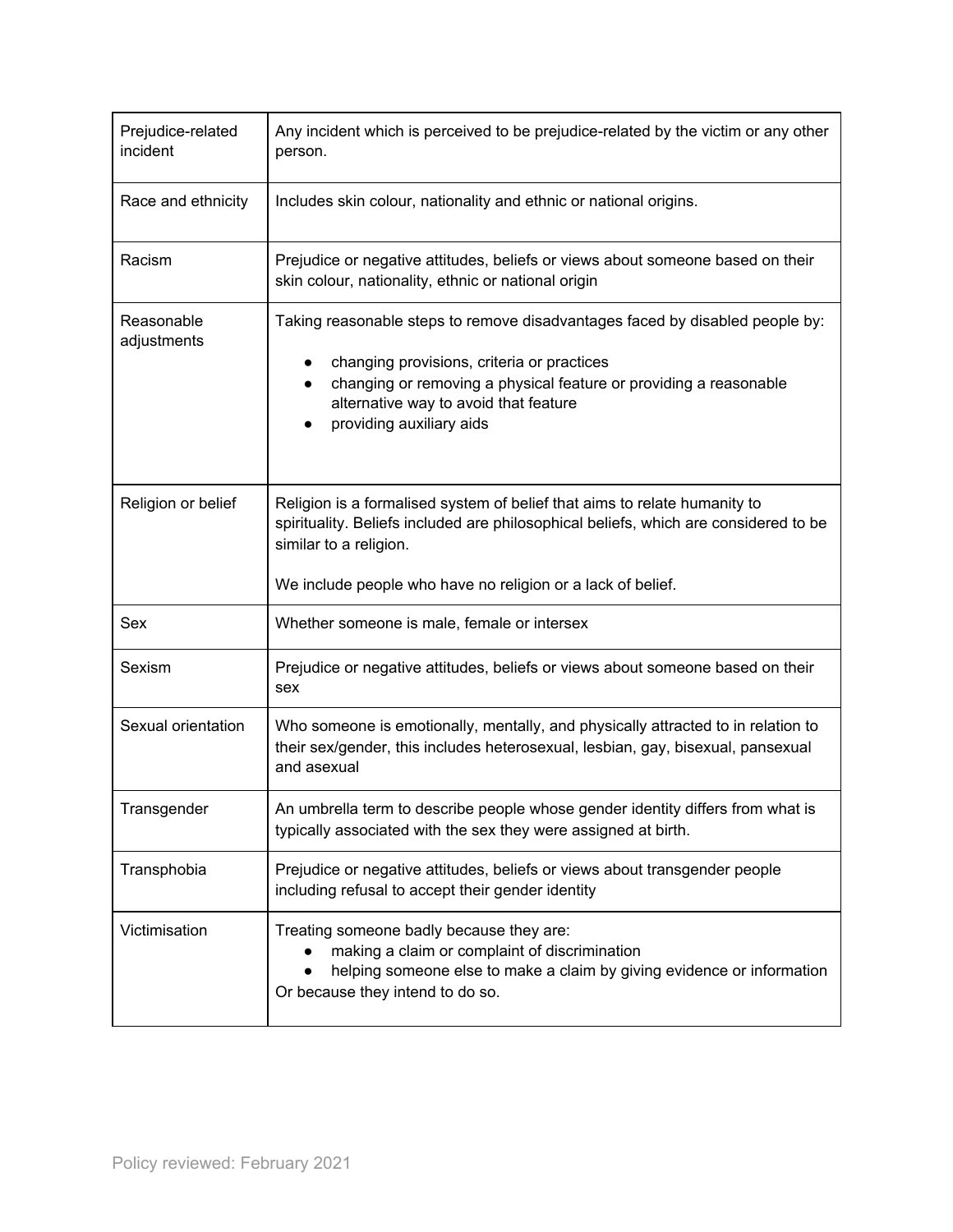| | |
|---|---|
| Prejudice-related incident | Any incident which is perceived to be prejudice-related by the victim or any other person. |
| Race and ethnicity | Includes skin colour, nationality and ethnic or national origins. |
| Racism | Prejudice or negative attitudes, beliefs or views about someone based on their skin colour, nationality, ethnic or national origin |
| Reasonable adjustments | Taking reasonable steps to remove disadvantages faced by disabled people by:<br>● changing provisions, criteria or practices<br>● changing or removing a physical feature or providing a reasonable alternative way to avoid that feature<br>● providing auxiliary aids |
| Religion or belief | Religion is a formalised system of belief that aims to relate humanity to spirituality. Beliefs included are philosophical beliefs, which are considered to be similar to a religion.<br><br>We include people who have no religion or a lack of belief. |
| Sex | Whether someone is male, female or intersex |
| Sexism | Prejudice or negative attitudes, beliefs or views about someone based on their sex |
| Sexual orientation | Who someone is emotionally, mentally, and physically attracted to in relation to their sex/gender, this includes heterosexual, lesbian, gay, bisexual, pansexual and asexual |
| Transgender | An umbrella term to describe people whose gender identity differs from what is typically associated with the sex they were assigned at birth. |
| Transphobia | Prejudice or negative attitudes, beliefs or views about transgender people including refusal to accept their gender identity |
| Victimisation | Treating someone badly because they are:<br>● making a claim or complaint of discrimination<br>● helping someone else to make a claim by giving evidence or information<br>Or because they intend to do so. |

Policy reviewed: February 2021